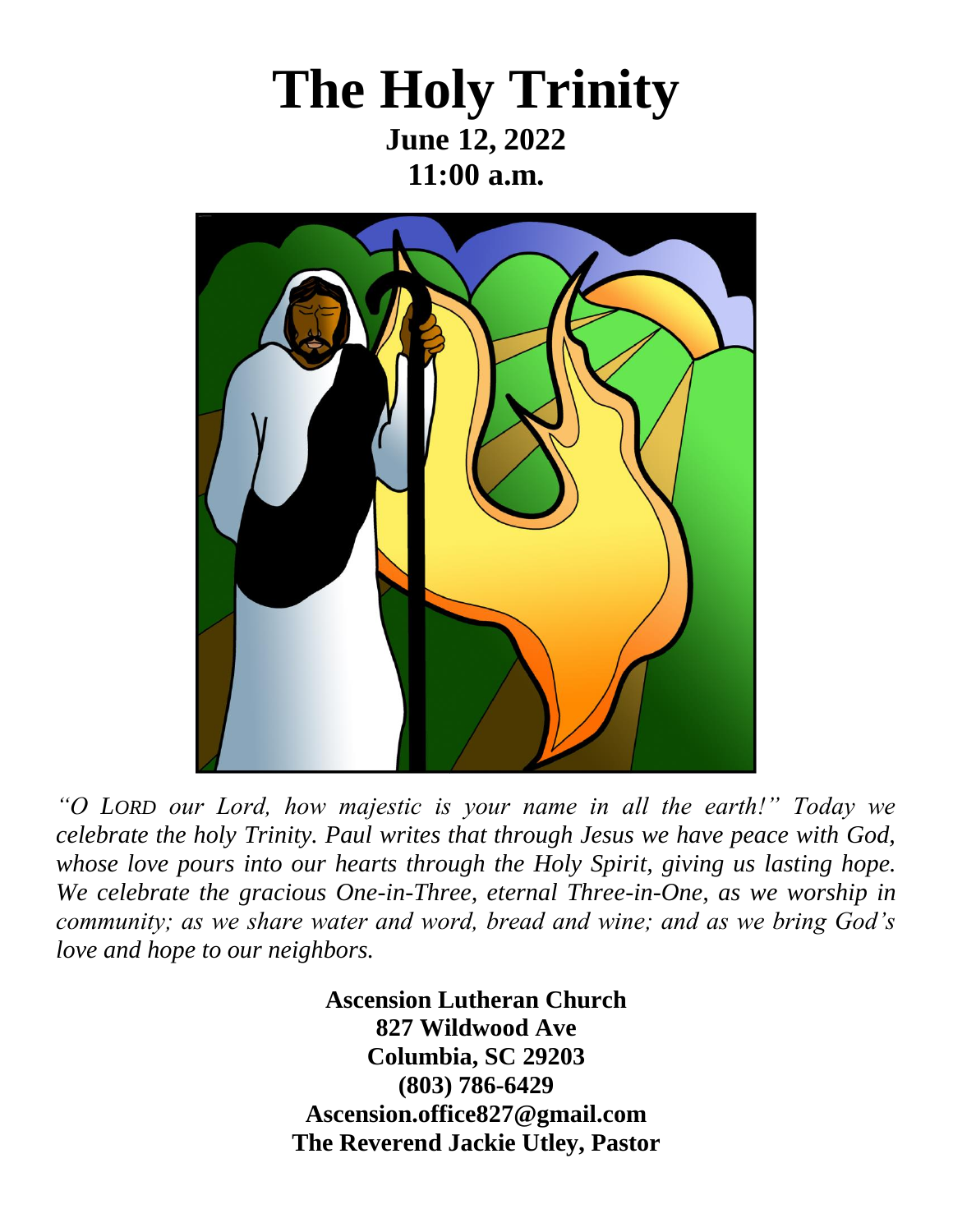# The Holy Trinity

**June 12, 2022**
**11:00 a.m.**

*"O LORD our Lord, how majestic is your name in all the earth!" Today we celebrate the holy Trinity. Paul writes that through Jesus we have peace with God, whose love pours into our hearts through the Holy Spirit, giving us lasting hope. We celebrate the gracious One-in-Three, eternal Three-in-One, as we worship in community; as we share water and word, bread and wine; and as we bring God's love and hope to our neighbors.*

**Ascension Lutheran Church**
**827 Wildwood Ave**
**Columbia, SC 29203**
**(803) 786-6429**
**Ascension.office827@gmail.com**
**The Reverend Jackie Utley, Pastor**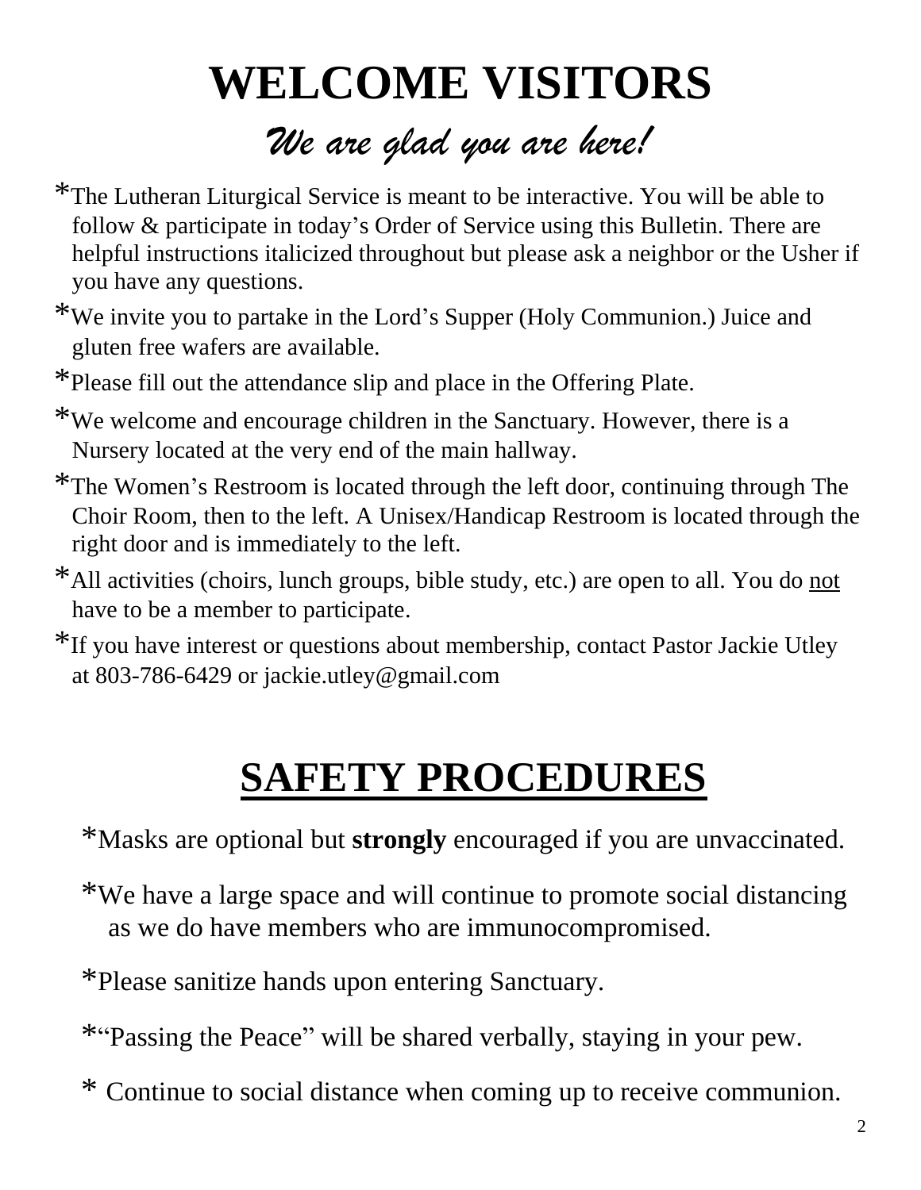# WELCOME VISITORS

## *We are glad you are here!*

*The Lutheran Liturgical Service is meant to be interactive. You will be able to follow & participate in today's Order of Service using this Bulletin. There are helpful instructions italicized throughout but please ask a neighbor or the Usher if you have any questions.

*We invite you to partake in the Lord's Supper (Holy Communion.) Juice and gluten free wafers are available.

*Please fill out the attendance slip and place in the Offering Plate.

*We welcome and encourage children in the Sanctuary. However, there is a Nursery located at the very end of the main hallway.

*The Women's Restroom is located through the left door, continuing through The Choir Room, then to the left. A Unisex/Handicap Restroom is located through the right door and is immediately to the left.

*All activities (choirs, lunch groups, bible study, etc.) are open to all. You do <u>not</u> have to be a member to participate.

*If you have interest or questions about membership, contact Pastor Jackie Utley at 803-786-6429 or jackie.utley@gmail.com

# <u>SAFETY PROCEDURES</u>

*Masks are optional but **strongly** encouraged if you are unvaccinated.

*We have a large space and will continue to promote social distancing as we do have members who are immunocompromised.

*Please sanitize hands upon entering Sanctuary.

*"Passing the Peace" will be shared verbally, staying in your pew.

* Continue to social distance when coming up to receive communion.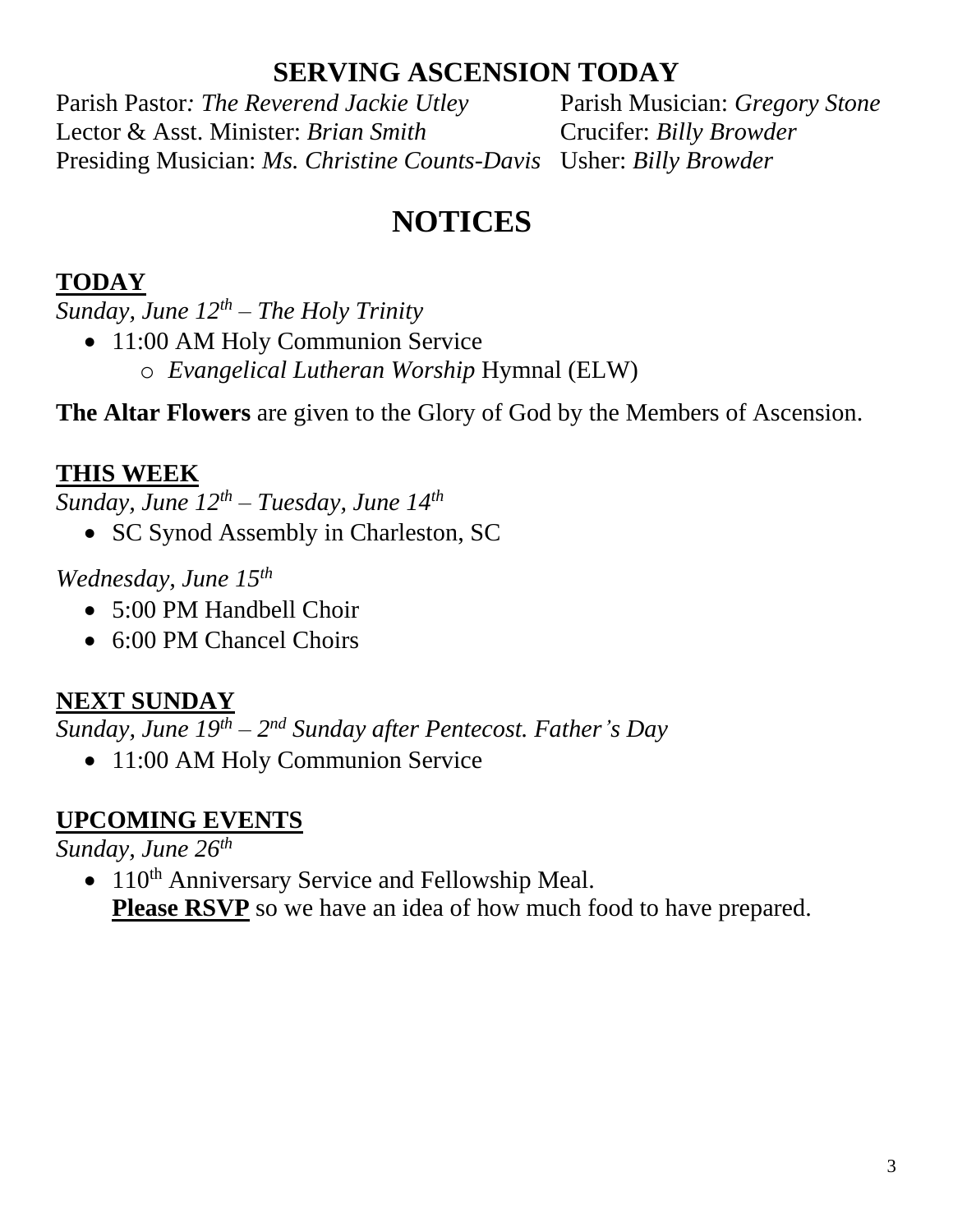## SERVING ASCENSION TODAY

Parish Pastor: *The Reverend Jackie Utley*
Lector & Asst. Minister: *Brian Smith*
Presiding Musician: *Ms. Christine Counts-Davis*
Parish Musician: *Gregory Stone*
Crucifer: *Billy Browder*
Usher: *Billy Browder*

# NOTICES

### TODAY

*Sunday, June 12th – The Holy Trinity*

- 11:00 AM Holy Communion Service
  - *Evangelical Lutheran Worship* Hymnal (ELW)

**The Altar Flowers** are given to the Glory of God by the Members of Ascension.

### THIS WEEK

*Sunday, June 12th – Tuesday, June 14th*

- SC Synod Assembly in Charleston, SC

*Wednesday, June 15th*

- 5:00 PM Handbell Choir
- 6:00 PM Chancel Choirs

### NEXT SUNDAY

*Sunday, June 19th – 2nd Sunday after Pentecost. Father's Day*

- 11:00 AM Holy Communion Service

### UPCOMING EVENTS

*Sunday, June 26th*

- 110th Anniversary Service and Fellowship Meal.
  **Please RSVP** so we have an idea of how much food to have prepared.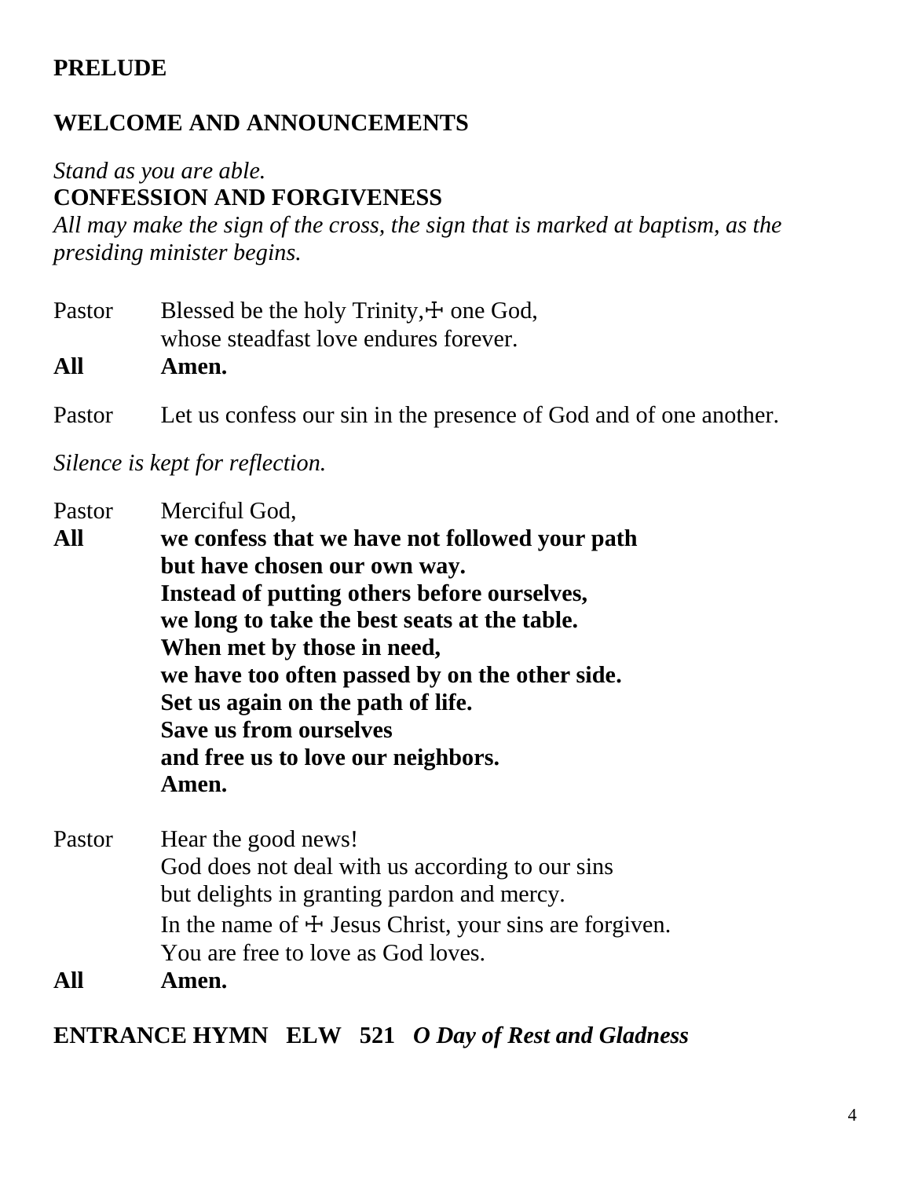**PRELUDE**

**WELCOME AND ANNOUNCEMENTS**

*Stand as you are able.*

**CONFESSION AND FORGIVENESS**

*All may make the sign of the cross, the sign that is marked at baptism, as the presiding minister begins.*

Pastor Blessed be the holy Trinity,☩ one God,
whose steadfast love endures forever.

**All Amen.**

Pastor Let us confess our sin in the presence of God and of one another.

*Silence is kept for reflection.*

Pastor Merciful God,

**All we confess that we have not followed your path**
**but have chosen our own way.**
**Instead of putting others before ourselves,**
**we long to take the best seats at the table.**
**When met by those in need,**
**we have too often passed by on the other side.**
**Set us again on the path of life.**
**Save us from ourselves**
**and free us to love our neighbors.**
**Amen.**

Pastor Hear the good news!
God does not deal with us according to our sins
but delights in granting pardon and mercy.
In the name of ☩ Jesus Christ, your sins are forgiven.
You are free to love as God loves.

**All Amen.**

**ENTRANCE HYMN ELW 521 *O Day of Rest and Gladness***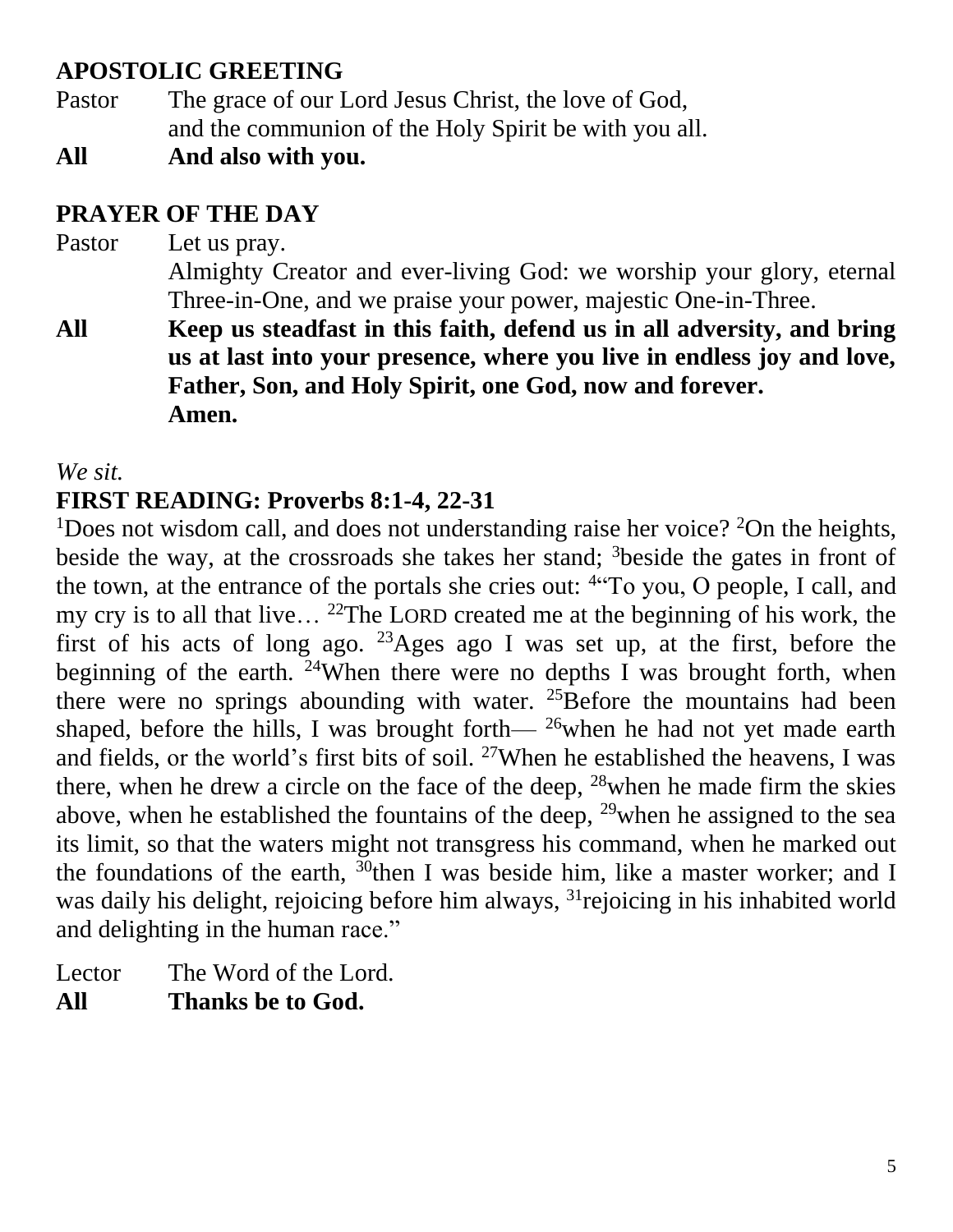## APOSTOLIC GREETING

Pastor The grace of our Lord Jesus Christ, the love of God, and the communion of the Holy Spirit be with you all.

**All And also with you.**

## PRAYER OF THE DAY

Pastor Let us pray.
Almighty Creator and ever-living God: we worship your glory, eternal Three-in-One, and we praise your power, majestic One-in-Three.

**All Keep us steadfast in this faith, defend us in all adversity, and bring us at last into your presence, where you live in endless joy and love, Father, Son, and Holy Spirit, one God, now and forever.
Amen.**

*We sit.*

## FIRST READING: Proverbs 8:1-4, 22-31

[1]Does not wisdom call, and does not understanding raise her voice? [2]On the heights, beside the way, at the crossroads she takes her stand; [3]beside the gates in front of the town, at the entrance of the portals she cries out: [4]"To you, O people, I call, and my cry is to all that live… [22]The LORD created me at the beginning of his work, the first of his acts of long ago. [23]Ages ago I was set up, at the first, before the beginning of the earth. [24]When there were no depths I was brought forth, when there were no springs abounding with water. [25]Before the mountains had been shaped, before the hills, I was brought forth— [26]when he had not yet made earth and fields, or the world's first bits of soil. [27]When he established the heavens, I was there, when he drew a circle on the face of the deep, [28]when he made firm the skies above, when he established the fountains of the deep, [29]when he assigned to the sea its limit, so that the waters might not transgress his command, when he marked out the foundations of the earth, [30]then I was beside him, like a master worker; and I was daily his delight, rejoicing before him always, [31]rejoicing in his inhabited world and delighting in the human race."

Lector The Word of the Lord.

**All Thanks be to God.**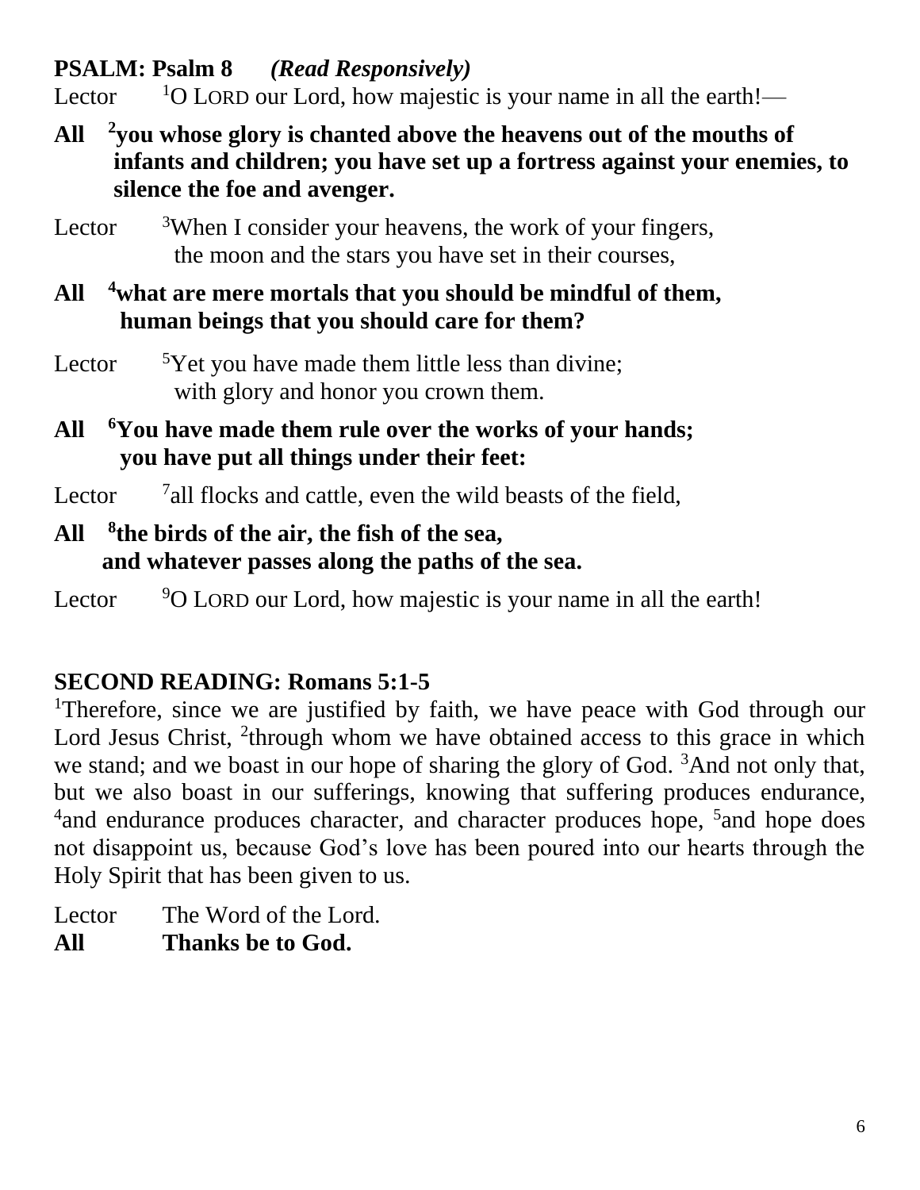**PSALM: Psalm 8** ***(Read Responsively)***

Lector [1]O LORD our Lord, how majestic is your name in all the earth!—

**All [2]you whose glory is chanted above the heavens out of the mouths of infants and children; you have set up a fortress against your enemies, to silence the foe and avenger.**

Lector [3]When I consider your heavens, the work of your fingers,
the moon and the stars you have set in their courses,

**All [4]what are mere mortals that you should be mindful of them,
human beings that you should care for them?**

Lector [5]Yet you have made them little less than divine;
with glory and honor you crown them.

**All [6]You have made them rule over the works of your hands;
you have put all things under their feet:**

Lector [7]all flocks and cattle, even the wild beasts of the field,

**All [8]the birds of the air, the fish of the sea,
and whatever passes along the paths of the sea.**

Lector [9]O LORD our Lord, how majestic is your name in all the earth!

**SECOND READING: Romans 5:1-5**

[1]Therefore, since we are justified by faith, we have peace with God through our Lord Jesus Christ, [2]through whom we have obtained access to this grace in which we stand; and we boast in our hope of sharing the glory of God. [3]And not only that, but we also boast in our sufferings, knowing that suffering produces endurance, [4]and endurance produces character, and character produces hope, [5]and hope does not disappoint us, because God's love has been poured into our hearts through the Holy Spirit that has been given to us.

Lector The Word of the Lord.
**All Thanks be to God.**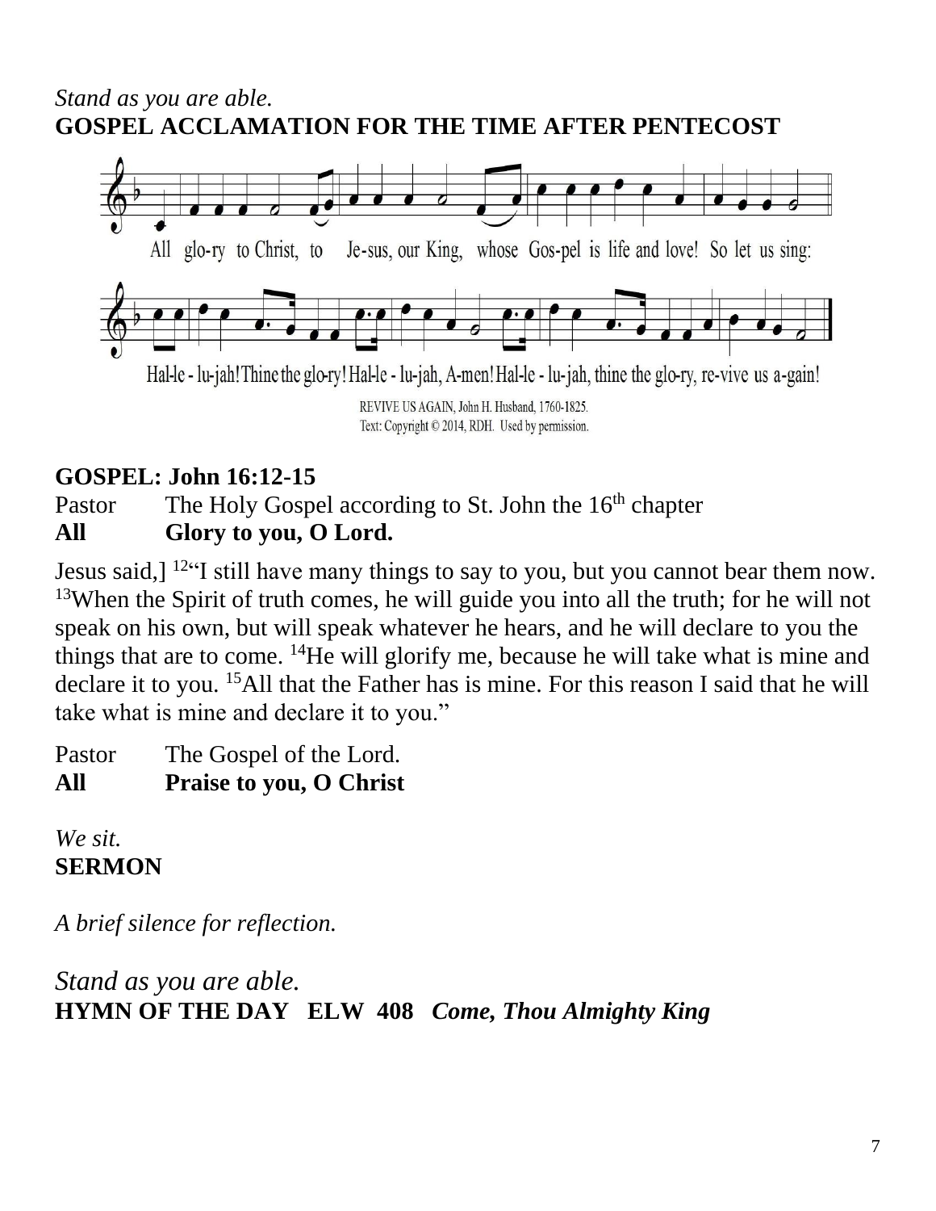*Stand as you are able.*

**GOSPEL ACCLAMATION FOR THE TIME AFTER PENTECOST**

All glo-ry to Christ, to Je-sus, our King, whose Gos-pel is life and love! So let us sing:

Hal-le - lu-jah! Thine the glo-ry! Hal-le - lu-jah, A-men! Hal-le - lu-jah, thine the glo-ry, re-vive us a-gain!

REVIVE US AGAIN, John H. Husband, 1760-1825.
Text: Copyright © 2014, RDH. Used by permission.

**GOSPEL: John 16:12-15**

Pastor The Holy Gospel according to St. John the 16th chapter
**All Glory to you, O Lord.**

Jesus said,] 12“I still have many things to say to you, but you cannot bear them now. 13When the Spirit of truth comes, he will guide you into all the truth; for he will not speak on his own, but will speak whatever he hears, and he will declare to you the things that are to come. 14He will glorify me, because he will take what is mine and declare it to you. 15All that the Father has is mine. For this reason I said that he will take what is mine and declare it to you.”

Pastor The Gospel of the Lord.
**All Praise to you, O Christ**

*We sit.*

**SERMON**

*A brief silence for reflection.*

*Stand as you are able.*

**HYMN OF THE DAY ELW 408** ***Come, Thou Almighty King***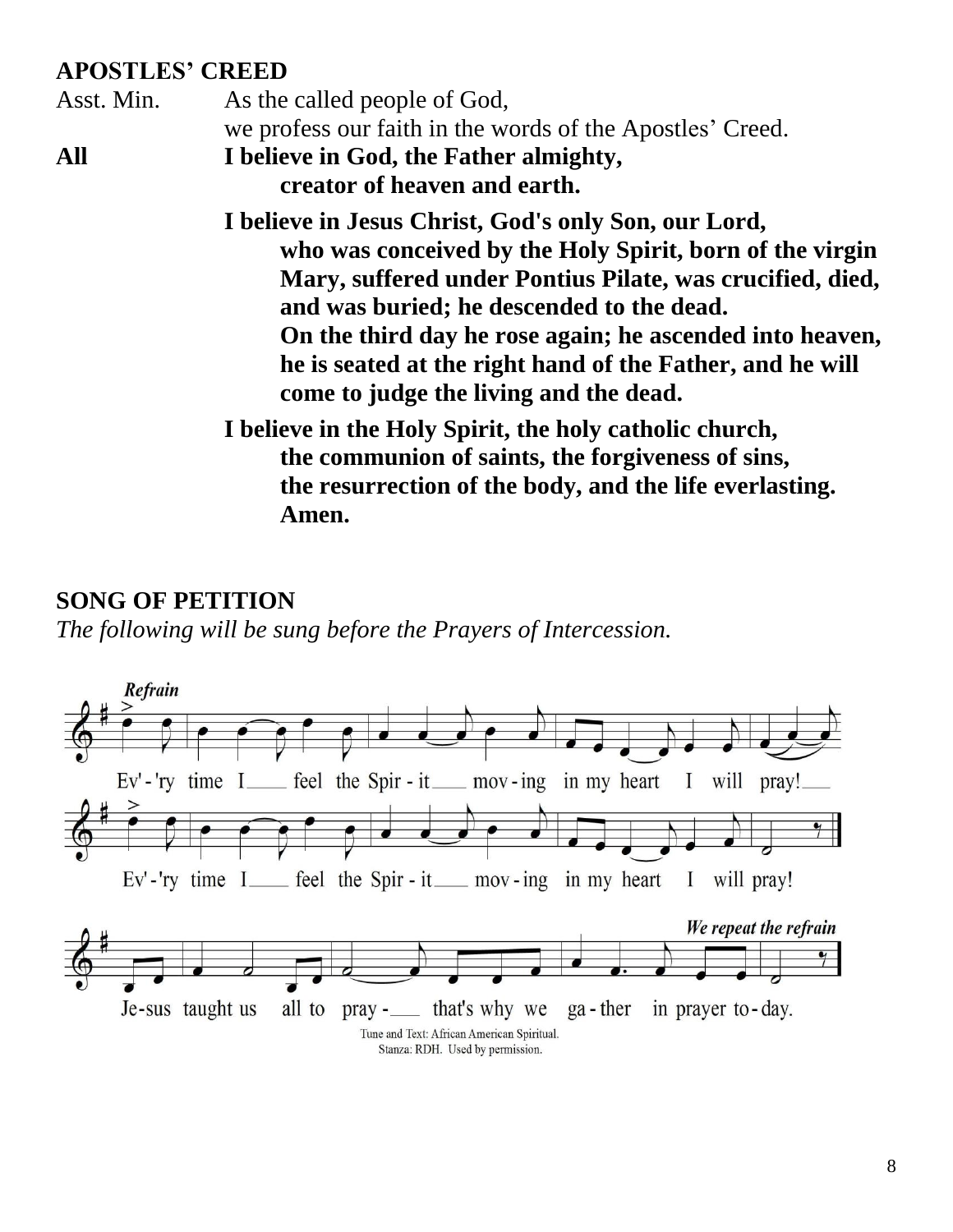**APOSTLES' CREED**

Asst. Min. As the called people of God,
we profess our faith in the words of the Apostles' Creed.

**All** **I believe in God, the Father almighty,
creator of heaven and earth.**

**I believe in Jesus Christ, God's only Son, our Lord,
who was conceived by the Holy Spirit, born of the virgin Mary, suffered under Pontius Pilate, was crucified, died, and was buried; he descended to the dead.
On the third day he rose again; he ascended into heaven, he is seated at the right hand of the Father, and he will come to judge the living and the dead.**

**I believe in the Holy Spirit, the holy catholic church,
the communion of saints, the forgiveness of sins,
the resurrection of the body, and the life everlasting.
Amen.**

**SONG OF PETITION**

*The following will be sung before the Prayers of Intercession.*

*Refrain*

Ev'-'ry time I feel the Spir-it mov-ing in my heart I will pray!
Ev'-'ry time I feel the Spir-it mov-ing in my heart I will pray!

Je-sus taught us all to pray- that's why we ga-ther in prayer to-day.

*We repeat the refrain*

Tune and Text: African American Spiritual.
Stanza: RDH. Used by permission.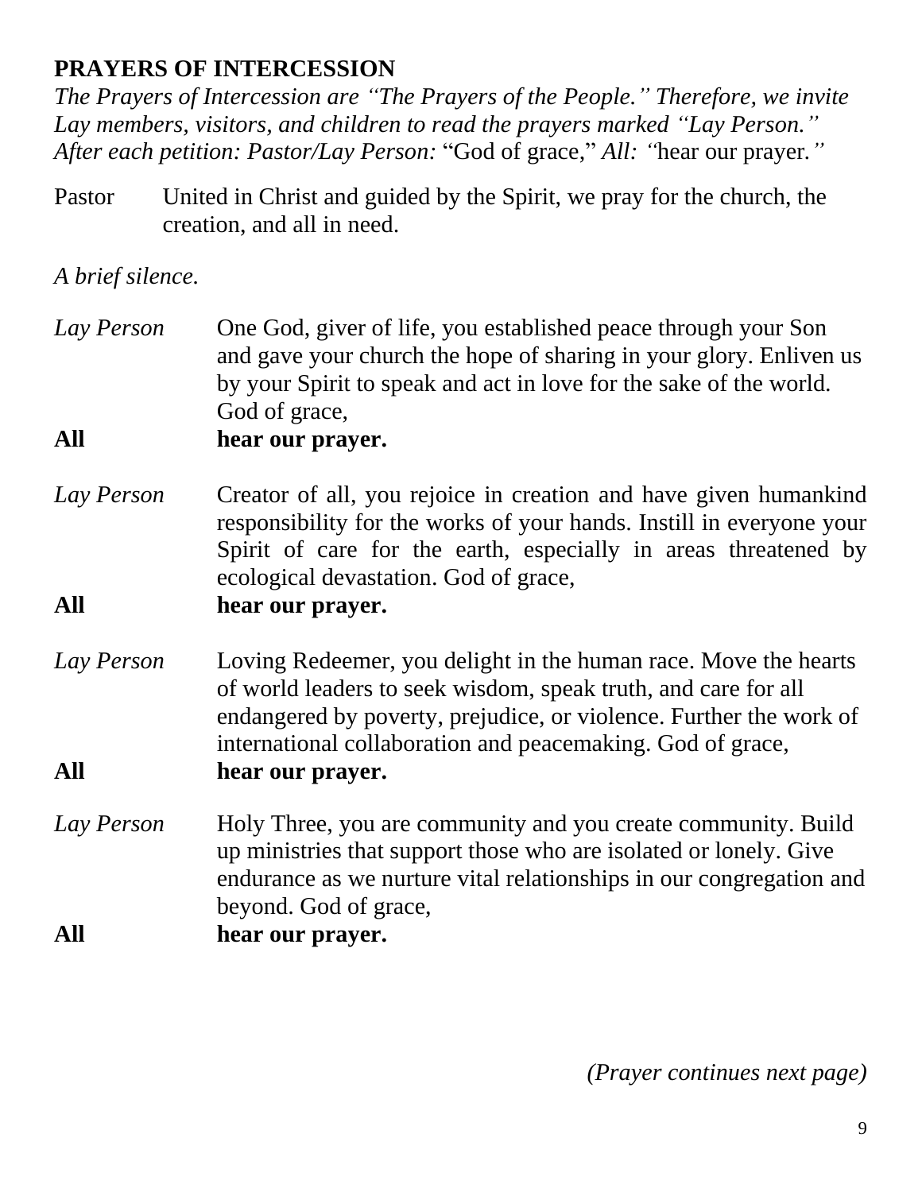## PRAYERS OF INTERCESSION

*The Prayers of Intercession are "The Prayers of the People." Therefore, we invite Lay members, visitors, and children to read the prayers marked "Lay Person."*
*After each petition: Pastor/Lay Person:* "God of grace," *All: "*hear our prayer.*"*

Pastor United in Christ and guided by the Spirit, we pray for the church, the creation, and all in need.

*A brief silence.*

*Lay Person* One God, giver of life, you established peace through your Son and gave your church the hope of sharing in your glory. Enliven us by your Spirit to speak and act in love for the sake of the world. God of grace,

**All hear our prayer.**

*Lay Person* Creator of all, you rejoice in creation and have given humankind responsibility for the works of your hands. Instill in everyone your Spirit of care for the earth, especially in areas threatened by ecological devastation. God of grace,

**All hear our prayer.**

*Lay Person* Loving Redeemer, you delight in the human race. Move the hearts of world leaders to seek wisdom, speak truth, and care for all endangered by poverty, prejudice, or violence. Further the work of international collaboration and peacemaking. God of grace,

**All hear our prayer.**

*Lay Person* Holy Three, you are community and you create community. Build up ministries that support those who are isolated or lonely. Give endurance as we nurture vital relationships in our congregation and beyond. God of grace,

**All hear our prayer.**

*(Prayer continues next page)*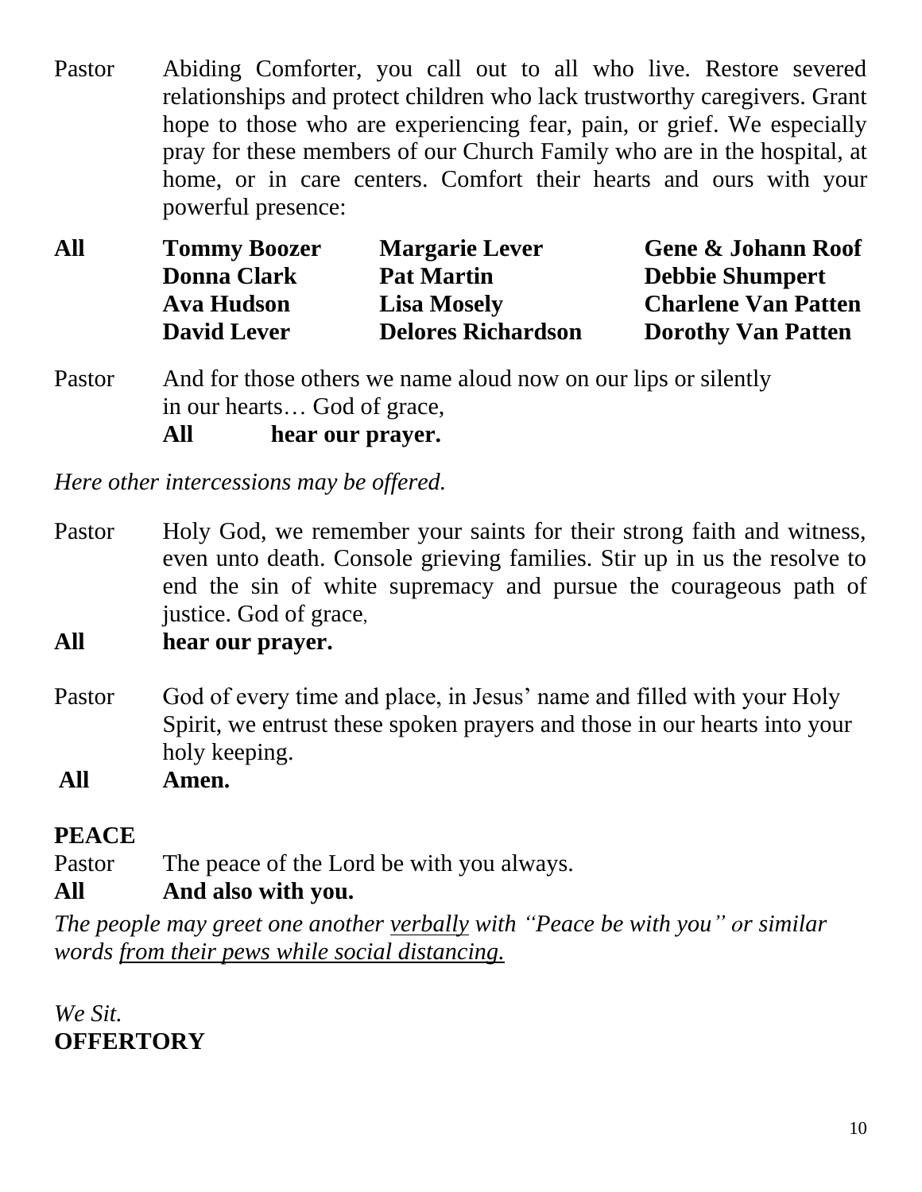Pastor Abiding Comforter, you call out to all who live. Restore severed relationships and protect children who lack trustworthy caregivers. Grant hope to those who are experiencing fear, pain, or grief. We especially pray for these members of our Church Family who are in the hospital, at home, or in care centers. Comfort their hearts and ours with your powerful presence:

| **All** | | | |
|---|---|---|---|
| | **Tommy Boozer** | **Margarie Lever** | **Gene & Johann Roof** |
| | **Donna Clark** | **Pat Martin** | **Debbie Shumpert** |
| | **Ava Hudson** | **Lisa Mosely** | **Charlene Van Patten** |
| | **David Lever** | **Delores Richardson** | **Dorothy Van Patten** |

Pastor And for those others we name aloud now on our lips or silently in our hearts… God of grace,
**All hear our prayer.**

*Here other intercessions may be offered.*

Pastor Holy God, we remember your saints for their strong faith and witness, even unto death. Console grieving families. Stir up in us the resolve to end the sin of white supremacy and pursue the courageous path of justice. God of grace,

**All hear our prayer.**

Pastor God of every time and place, in Jesus' name and filled with your Holy Spirit, we entrust these spoken prayers and those in our hearts into your holy keeping.

**All Amen.**

**PEACE**

Pastor The peace of the Lord be with you always.

**All And also with you.**

*The people may greet one another <u>verbally</u> with "Peace be with you" or similar words <u>from their pews while social distancing.</u>*

*We Sit.*

**OFFERTORY**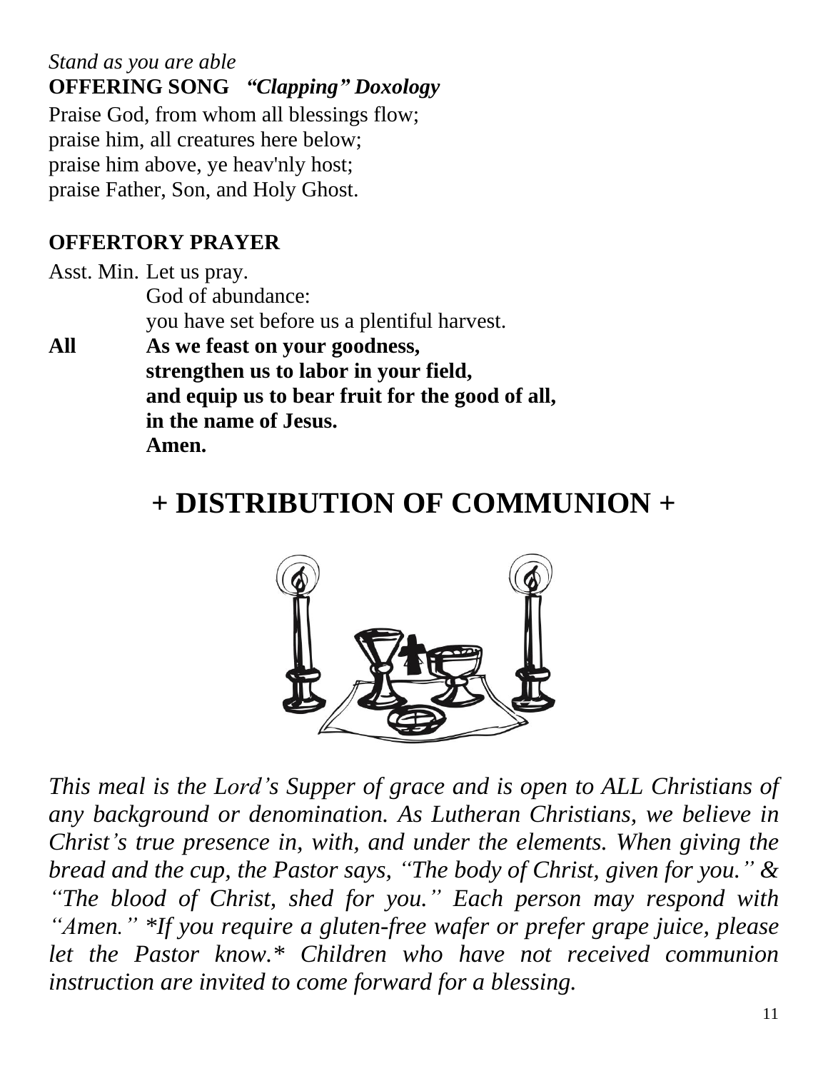*Stand as you are able*

**OFFERING SONG** ***"Clapping" Doxology***

Praise God, from whom all blessings flow;
praise him, all creatures here below;
praise him above, ye heav'nly host;
praise Father, Son, and Holy Ghost.

**OFFERTORY PRAYER**

Asst. Min. Let us pray.
God of abundance:
you have set before us a plentiful harvest.

**All** **As we feast on your goodness,**
**strengthen us to labor in your field,**
**and equip us to bear fruit for the good of all,**
**in the name of Jesus.**
**Amen.**

# + DISTRIBUTION OF COMMUNION +

*This meal is the Lord's Supper of grace and is open to ALL Christians of any background or denomination. As Lutheran Christians, we believe in Christ's true presence in, with, and under the elements. When giving the bread and the cup, the Pastor says, "The body of Christ, given for you." & "The blood of Christ, shed for you." Each person may respond with "Amen." *If you require a gluten-free wafer or prefer grape juice, please let the Pastor know.* Children who have not received communion instruction are invited to come forward for a blessing.*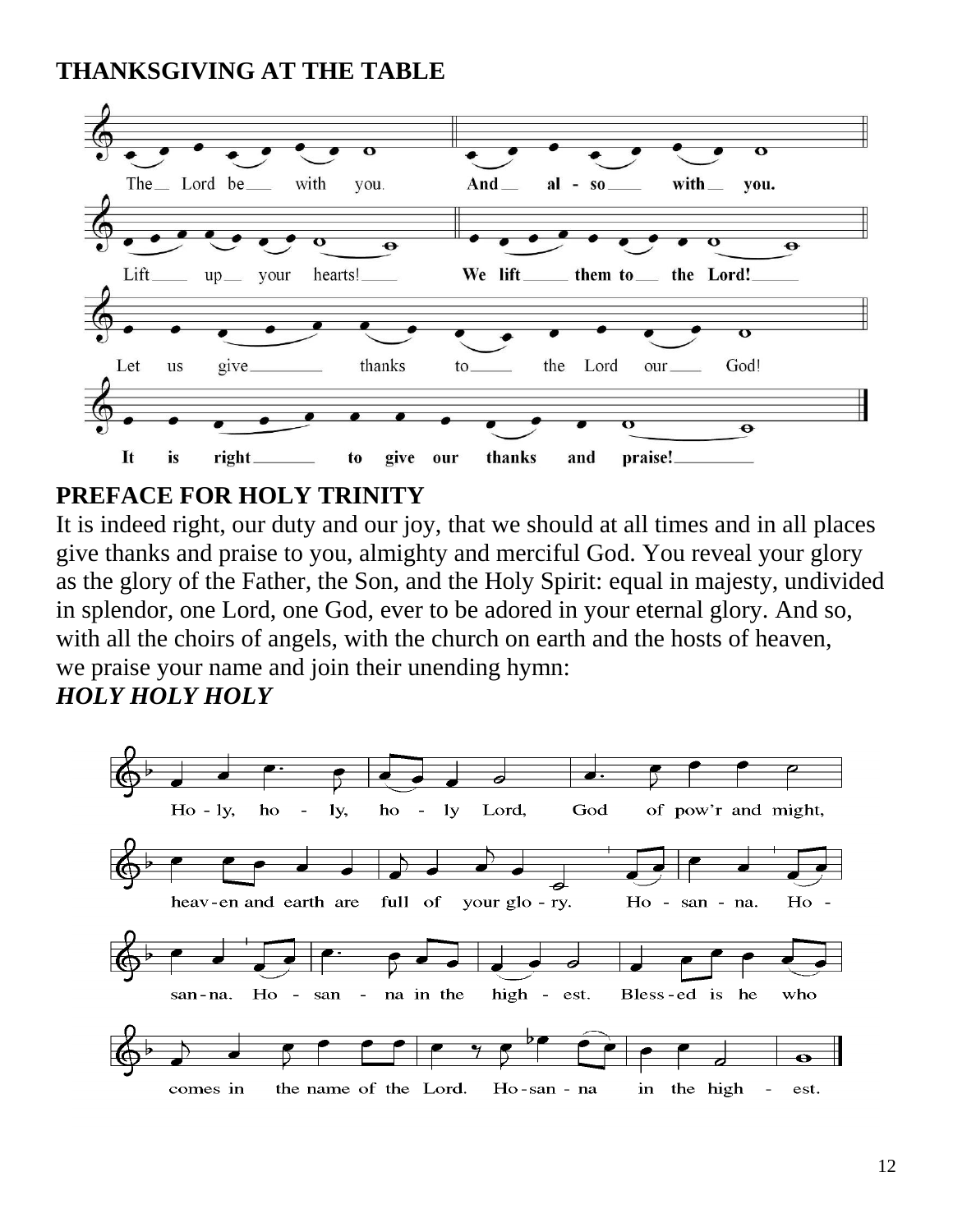**THANKSGIVING AT THE TABLE**

The Lord be with you.
**And also with you.**

Lift up your hearts!
**We lift them to the Lord!**

Let us give thanks to the Lord our God!
**It is right to give our thanks and praise!**

**PREFACE FOR HOLY TRINITY**

It is indeed right, our duty and our joy, that we should at all times and in all places give thanks and praise to you, almighty and merciful God. You reveal your glory as the glory of the Father, the Son, and the Holy Spirit: equal in majesty, undivided in splendor, one Lord, one God, ever to be adored in your eternal glory. And so, with all the choirs of angels, with the church on earth and the hosts of heaven, we praise your name and join their unending hymn:

***HOLY HOLY HOLY***

Ho-ly, ho-ly, ho-ly Lord, God of pow'r and might, heav-en and earth are full of your glo-ry. Ho-san-na. Ho-san-na. Ho-san-na in the high-est. Bless-ed is he who comes in the name of the Lord. Ho-san-na in the high-est.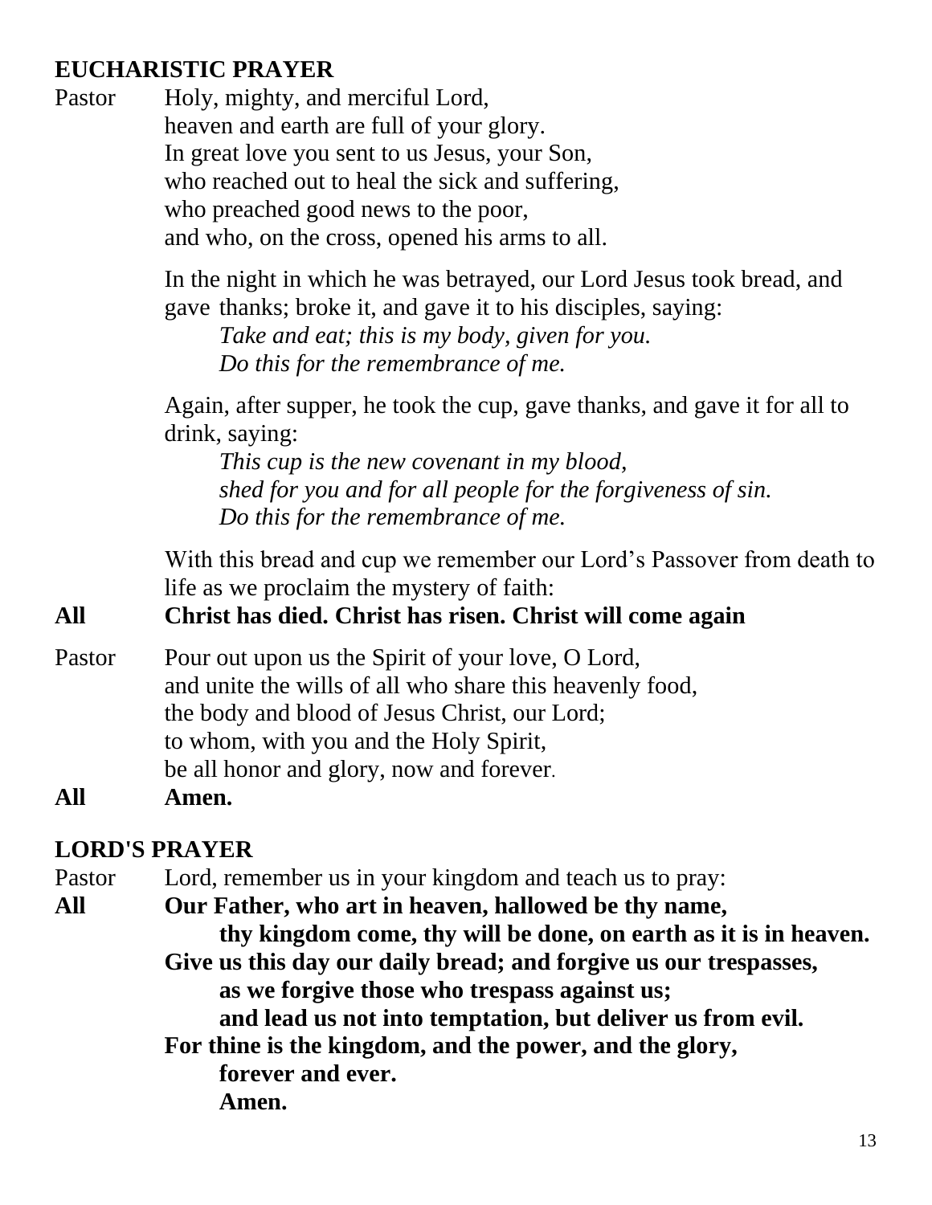## EUCHARISTIC PRAYER

Pastor Holy, mighty, and merciful Lord,
heaven and earth are full of your glory.
In great love you sent to us Jesus, your Son,
who reached out to heal the sick and suffering,
who preached good news to the poor,
and who, on the cross, opened his arms to all.

In the night in which he was betrayed, our Lord Jesus took bread, and gave thanks; broke it, and gave it to his disciples, saying:

*Take and eat; this is my body, given for you.*
*Do this for the remembrance of me.*

Again, after supper, he took the cup, gave thanks, and gave it for all to drink, saying:

*This cup is the new covenant in my blood,*
*shed for you and for all people for the forgiveness of sin.*
*Do this for the remembrance of me.*

With this bread and cup we remember our Lord's Passover from death to life as we proclaim the mystery of faith:

**All Christ has died. Christ has risen. Christ will come again**

Pastor Pour out upon us the Spirit of your love, O Lord,
and unite the wills of all who share this heavenly food,
the body and blood of Jesus Christ, our Lord;
to whom, with you and the Holy Spirit,
be all honor and glory, now and forever.

**All Amen.**

## LORD'S PRAYER

Pastor Lord, remember us in your kingdom and teach us to pray:

**All Our Father, who art in heaven, hallowed be thy name,**
**thy kingdom come, thy will be done, on earth as it is in heaven.**
**Give us this day our daily bread; and forgive us our trespasses,**
**as we forgive those who trespass against us;**
**and lead us not into temptation, but deliver us from evil.**
**For thine is the kingdom, and the power, and the glory,**
**forever and ever.**
**Amen.**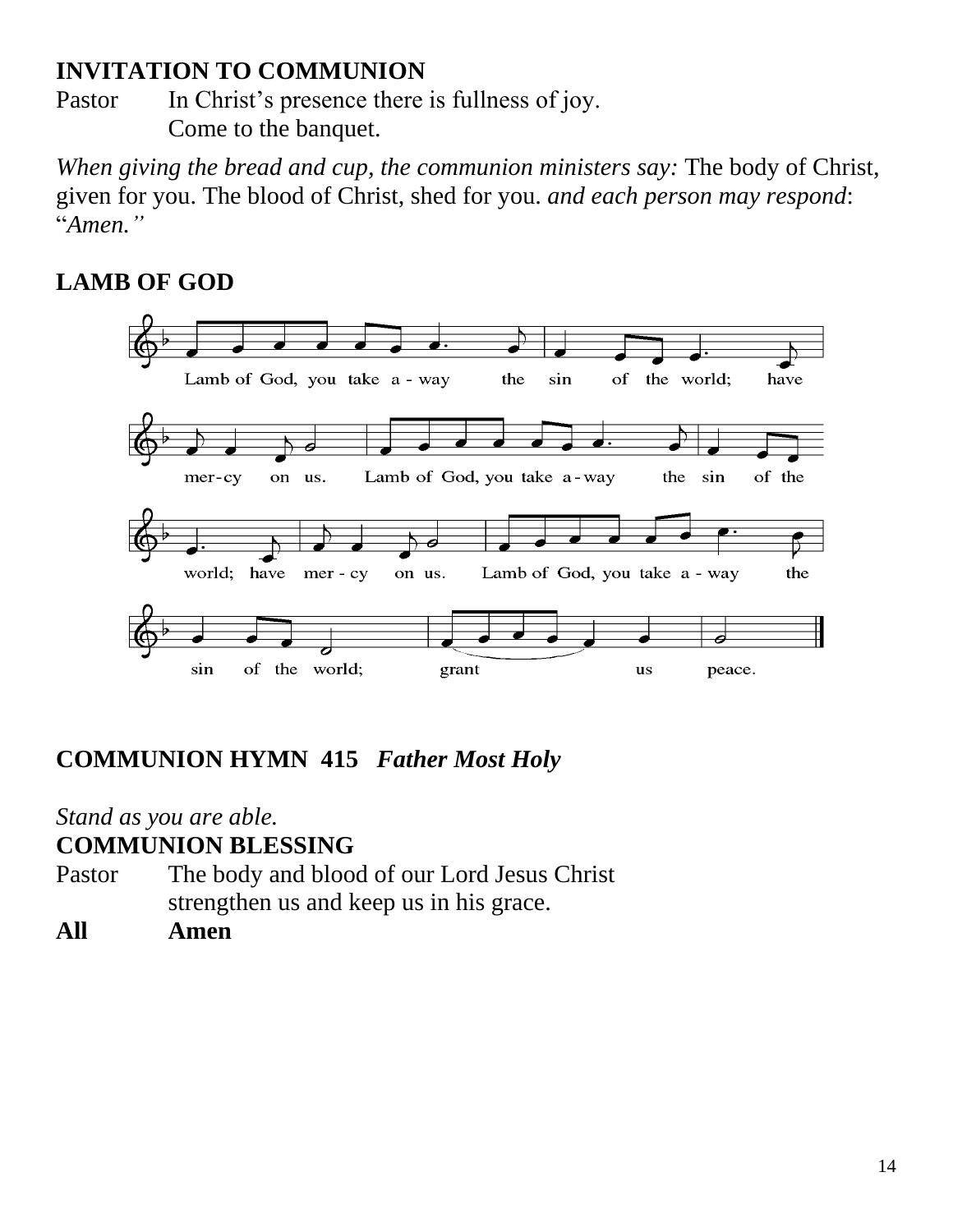**INVITATION TO COMMUNION**

Pastor	In Christ's presence there is fullness of joy.
	Come to the banquet.

*When giving the bread and cup, the communion ministers say:* The body of Christ, given for you. The blood of Christ, shed for you. *and each person may respond*: "*Amen."*

**LAMB OF GOD**

Lamb of God, you take a-way the sin of the world; have mer-cy on us. Lamb of God, you take a-way the sin of the world; have mer-cy on us. Lamb of God, you take a-way the sin of the world; grant us peace.

**COMMUNION HYMN 415** ***Father Most Holy***

*Stand as you are able.*

**COMMUNION BLESSING**

Pastor	The body and blood of our Lord Jesus Christ
	strengthen us and keep us in his grace.

**All	Amen**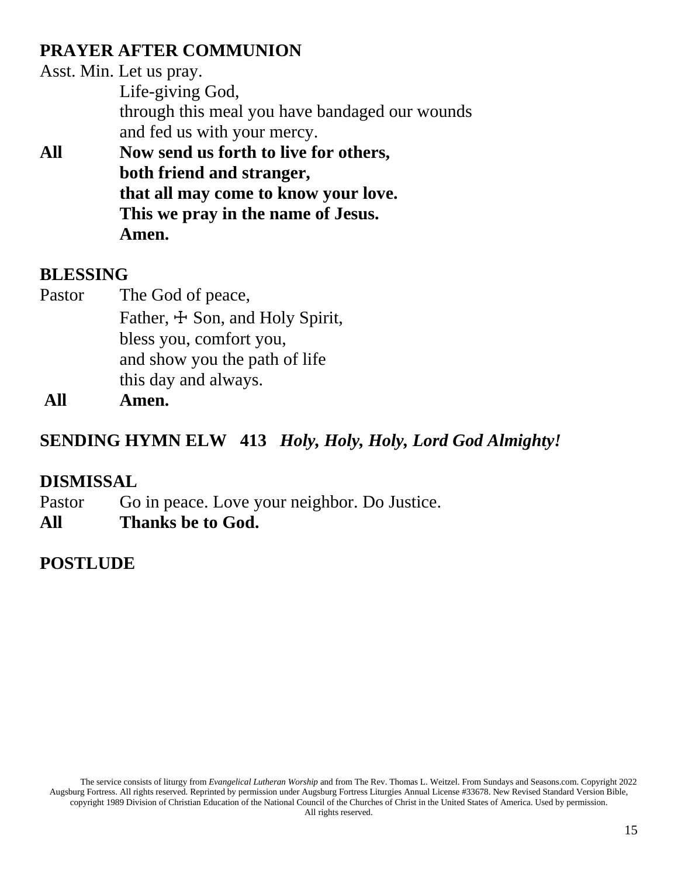## PRAYER AFTER COMMUNION

Asst. Min. Let us pray.
Life-giving God,
through this meal you have bandaged our wounds
and fed us with your mercy.

**All Now send us forth to live for others,**
**both friend and stranger,**
**that all may come to know your love.**
**This we pray in the name of Jesus.**
**Amen.**

## BLESSING

Pastor The God of peace,
Father, ☩ Son, and Holy Spirit,
bless you, comfort you,
and show you the path of life
this day and always.

**All Amen.**

## SENDING HYMN ELW 413 *Holy, Holy, Holy, Lord God Almighty!*

## DISMISSAL

Pastor Go in peace. Love your neighbor. Do Justice.

**All Thanks be to God.**

## POSTLUDE

The service consists of liturgy from *Evangelical Lutheran Worship* and from The Rev. Thomas L. Weitzel. From Sundays and Seasons.com. Copyright 2022 Augsburg Fortress. All rights reserved. Reprinted by permission under Augsburg Fortress Liturgies Annual License #33678. New Revised Standard Version Bible, copyright 1989 Division of Christian Education of the National Council of the Churches of Christ in the United States of America. Used by permission. All rights reserved.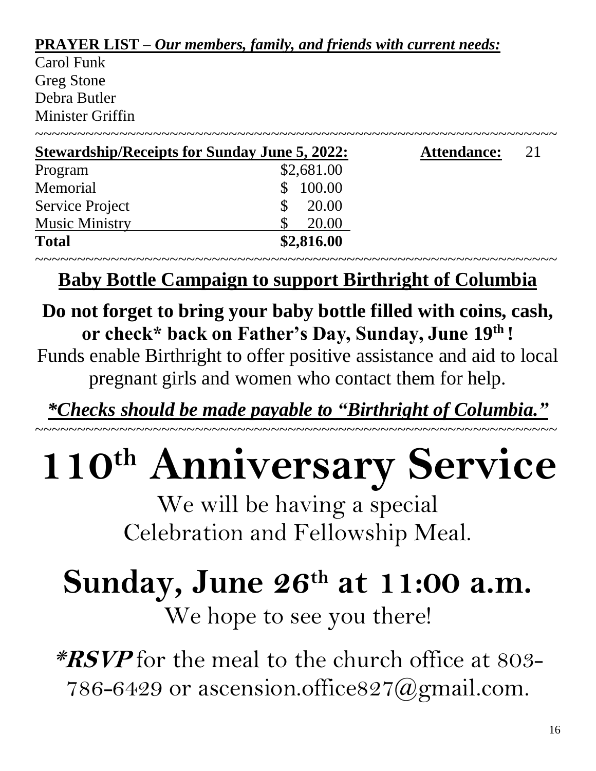**PRAYER LIST – *Our members, family, and friends with current needs:***

Carol Funk
Greg Stone
Debra Butler
Minister Griffin

~~~~~~~~~~~~~~~~~~~~~~~~~~~~~~~~~~~~~~~~~~~~~~~~~~~~~~~~~~~~~~~~

**Stewardship/Receipts for Sunday June 5, 2022:** **Attendance:** 21

| | |
|---|---|
| Program | $2,681.00 |
| Memorial | $ 100.00 |
| Service Project | $ 20.00 |
| Music Ministry | $ 20.00 |
| **Total** | **$2,816.00** |

~~~~~~~~~~~~~~~~~~~~~~~~~~~~~~~~~~~~~~~~~~~~~~~~~~~~~~~~~~~~~~~~

## Baby Bottle Campaign to support Birthright of Columbia

**Do not forget to bring your baby bottle filled with coins, cash, or check* back on Father's Day, Sunday, June 19th !**

Funds enable Birthright to offer positive assistance and aid to local pregnant girls and women who contact them for help.

***Checks should be made payable to "Birthright of Columbia."***

~~~~~~~~~~~~~~~~~~~~~~~~~~~~~~~~~~~~~~~~~~~~~~~~~~~~~~~~~~~~~~~~

# 110th Anniversary Service

We will be having a special Celebration and Fellowship Meal.

## Sunday, June 26th at 11:00 a.m.

We hope to see you there!

***RSVP** for the meal to the church office at 803-786-6429 or ascension.office827@gmail.com.